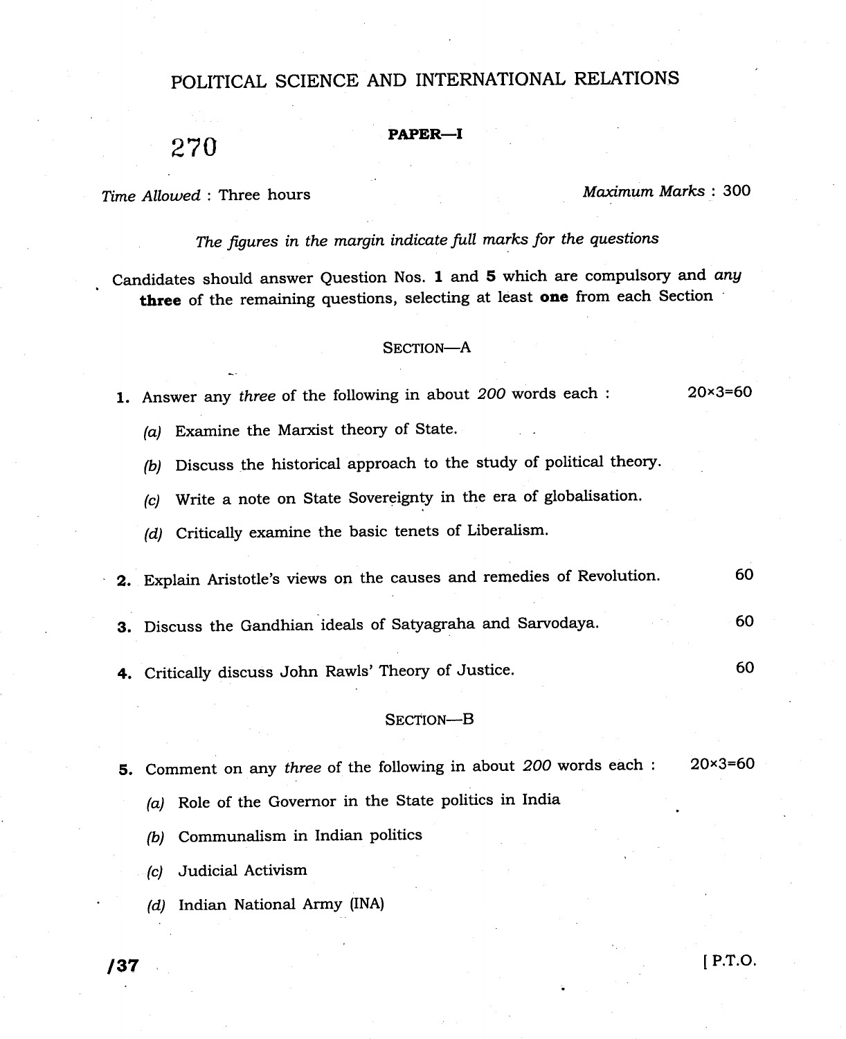# POLITICAL SCIENCE AND INTERNATIONAL RELATIONS

270

**PAPER—I**

*Time Allowed* : Three hours

*Maximum Marks* : 300

*The figures in the margin indicate full marks for the questions*

Candidates should answer Question Nos. **1** and **5** which are compulsory and *any* **three** of the remaining questions, selecting at least **one** from each Section

## SECTION—A

**1.** Answer any *three* of the following in about *200* words each : 20×3=60

*(a)* Examine the Marxist theory of State.

*(b)* Discuss the historical approach to the study of political theory.

*(c)* Write a note on State Sovereignty in the era of globalisation.

*(d)* Critically examine the basic tenets of Liberalism.

**2.** Explain Aristotle's views on the causes and remedies of Revolution. 60

**3.** Discuss the Gandhian ideals of Satyagraha and Sarvodaya. 60

**4.** Critically discuss John Rawls' Theory of Justice. 60

## SECTION—B

**5.** Comment on any *three* of the following in about *200* words each : 20×3=60

*(a)* Role of the Governor in the State politics in India

*(b)* Communalism in Indian politics

*(c)* Judicial Activism

*(d)* Indian National Army (INA)

**/37**

[ P.T.O.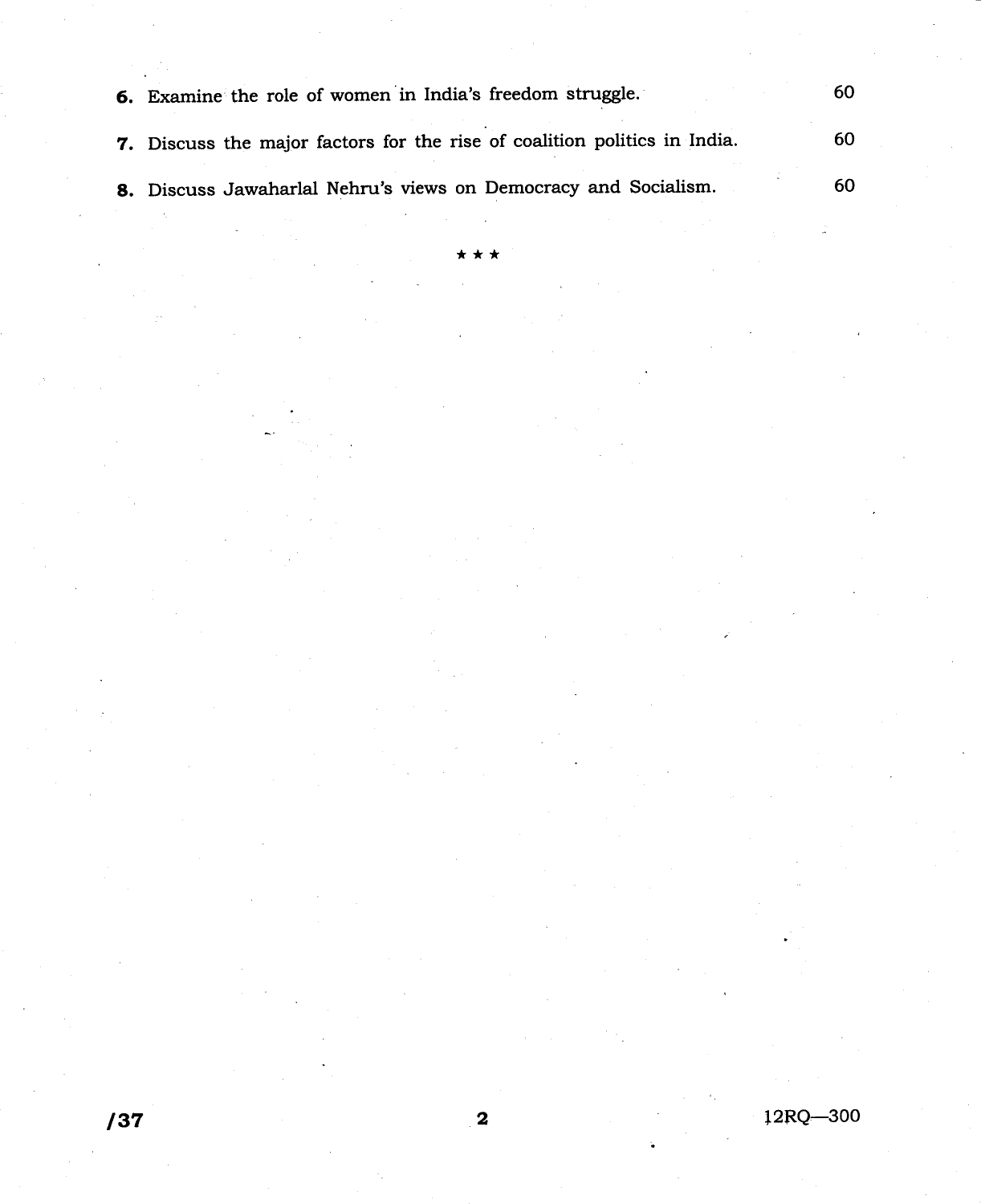6. Examine the role of women in India's freedom struggle. 60

7. Discuss the major factors for the rise of coalition politics in India. 60

8. Discuss Jawaharlal Nehru's views on Democracy and Socialism. 60

★ ★ ★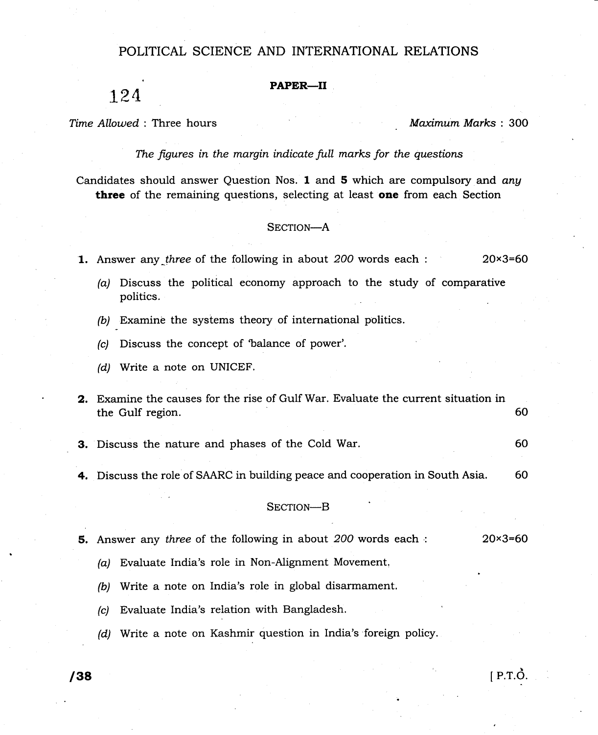# POLITICAL SCIENCE AND INTERNATIONAL RELATIONS

**PAPER—II**

124

*Time Allowed* : Three hours　　　　　　　　　　　　*Maximum Marks* : 300

*The figures in the margin indicate full marks for the questions*

Candidates should answer Question Nos. **1** and **5** which are compulsory and *any* **three** of the remaining questions, selecting at least **one** from each Section

## SECTION—A

**1.** Answer any *three* of the following in about *200* words each : 　　20×3=60

*(a)* Discuss the political economy approach to the study of comparative politics.

*(b)* Examine the systems theory of international politics.

*(c)* Discuss the concept of 'balance of power'.

*(d)* Write a note on UNICEF.

**2.** Examine the causes for the rise of Gulf War. Evaluate the current situation in the Gulf region. 　　60

**3.** Discuss the nature and phases of the Cold War. 　　60

**4.** Discuss the role of SAARC in building peace and cooperation in South Asia. 　　60

## SECTION—B

**5.** Answer any *three* of the following in about *200* words each : 　　20×3=60

*(a)* Evaluate India's role in Non-Alignment Movement.

*(b)* Write a note on India's role in global disarmament.

*(c)* Evaluate India's relation with Bangladesh.

*(d)* Write a note on Kashmir question in India's foreign policy.

/38

[ P.T.O.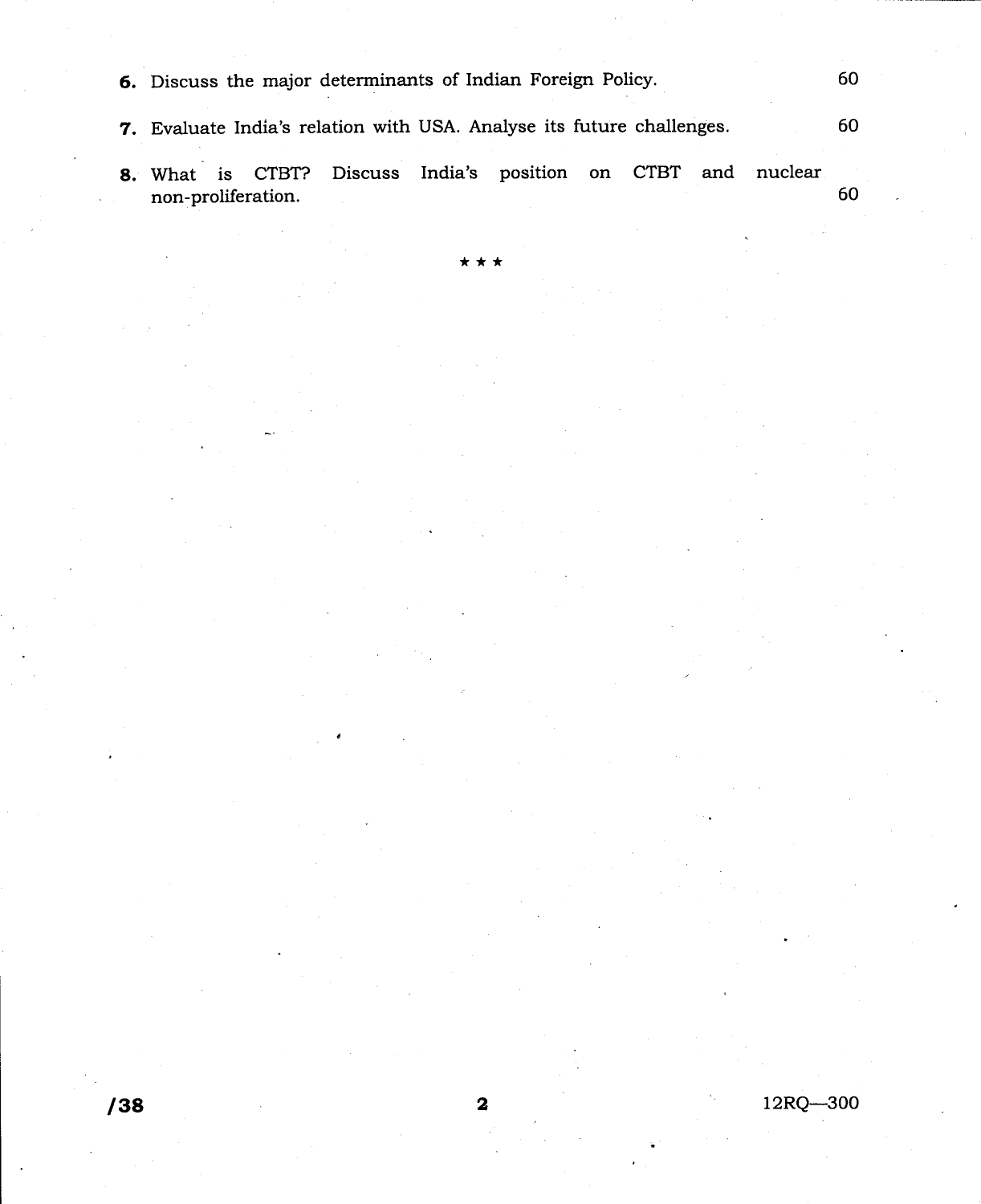6. Discuss the major determinants of Indian Foreign Policy. 60

7. Evaluate India's relation with USA. Analyse its future challenges. 60

8. What is CTBT? Discuss India's position on CTBT and nuclear non-proliferation. 60

★ ★ ★

/38 12RQ—300